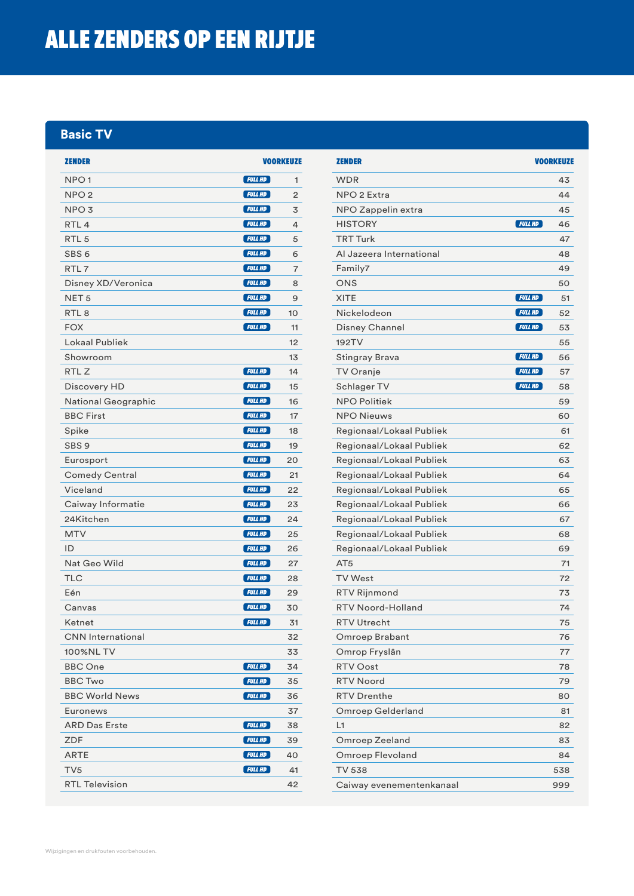# ALLE ZENDERS OP EEN RIJTJE

## Basic TV

| ZENDER | | VOORKEUZE |
|---|---|---|
| NPO 1 | FULL HD | 1 |
| NPO 2 | FULL HD | 2 |
| NPO 3 | FULL HD | 3 |
| RTL 4 | FULL HD | 4 |
| RTL 5 | FULL HD | 5 |
| SBS 6 | FULL HD | 6 |
| RTL 7 | FULL HD | 7 |
| Disney XD/Veronica | FULL HD | 8 |
| NET 5 | FULL HD | 9 |
| RTL 8 | FULL HD | 10 |
| FOX | FULL HD | 11 |
| Lokaal Publiek | | 12 |
| Showroom | | 13 |
| RTL Z | FULL HD | 14 |
| Discovery HD | FULL HD | 15 |
| National Geographic | FULL HD | 16 |
| BBC First | FULL HD | 17 |
| Spike | FULL HD | 18 |
| SBS 9 | FULL HD | 19 |
| Eurosport | FULL HD | 20 |
| Comedy Central | FULL HD | 21 |
| Viceland | FULL HD | 22 |
| Caiway Informatie | FULL HD | 23 |
| 24Kitchen | FULL HD | 24 |
| MTV | FULL HD | 25 |
| ID | FULL HD | 26 |
| Nat Geo Wild | FULL HD | 27 |
| TLC | FULL HD | 28 |
| Eén | FULL HD | 29 |
| Canvas | FULL HD | 30 |
| Ketnet | FULL HD | 31 |
| CNN International | | 32 |
| 100%NL TV | | 33 |
| BBC One | FULL HD | 34 |
| BBC Two | FULL HD | 35 |
| BBC World News | FULL HD | 36 |
| Euronews | | 37 |
| ARD Das Erste | FULL HD | 38 |
| ZDF | FULL HD | 39 |
| ARTE | FULL HD | 40 |
| TV5 | FULL HD | 41 |
| RTL Television | | 42 |

| ZENDER | | VOORKEUZE |
|---|---|---|
| WDR | | 43 |
| NPO 2 Extra | | 44 |
| NPO Zappelin extra | | 45 |
| HISTORY | FULL HD | 46 |
| TRT Turk | | 47 |
| Al Jazeera International | | 48 |
| Family7 | | 49 |
| ONS | | 50 |
| XITE | FULL HD | 51 |
| Nickelodeon | FULL HD | 52 |
| Disney Channel | FULL HD | 53 |
| 192TV | | 55 |
| Stingray Brava | FULL HD | 56 |
| TV Oranje | FULL HD | 57 |
| Schlager TV | FULL HD | 58 |
| NPO Politiek | | 59 |
| NPO Nieuws | | 60 |
| Regionaal/Lokaal Publiek | | 61 |
| Regionaal/Lokaal Publiek | | 62 |
| Regionaal/Lokaal Publiek | | 63 |
| Regionaal/Lokaal Publiek | | 64 |
| Regionaal/Lokaal Publiek | | 65 |
| Regionaal/Lokaal Publiek | | 66 |
| Regionaal/Lokaal Publiek | | 67 |
| Regionaal/Lokaal Publiek | | 68 |
| Regionaal/Lokaal Publiek | | 69 |
| AT5 | | 71 |
| TV West | | 72 |
| RTV Rijnmond | | 73 |
| RTV Noord-Holland | | 74 |
| RTV Utrecht | | 75 |
| Omroep Brabant | | 76 |
| Omrop Fryslân | | 77 |
| RTV Oost | | 78 |
| RTV Noord | | 79 |
| RTV Drenthe | | 80 |
| Omroep Gelderland | | 81 |
| L1 | | 82 |
| Omroep Zeeland | | 83 |
| Omroep Flevoland | | 84 |
| TV 538 | | 538 |
| Caiway evenementenkanaal | | 999 |

Wijzigingen en drukfouten voorbehouden.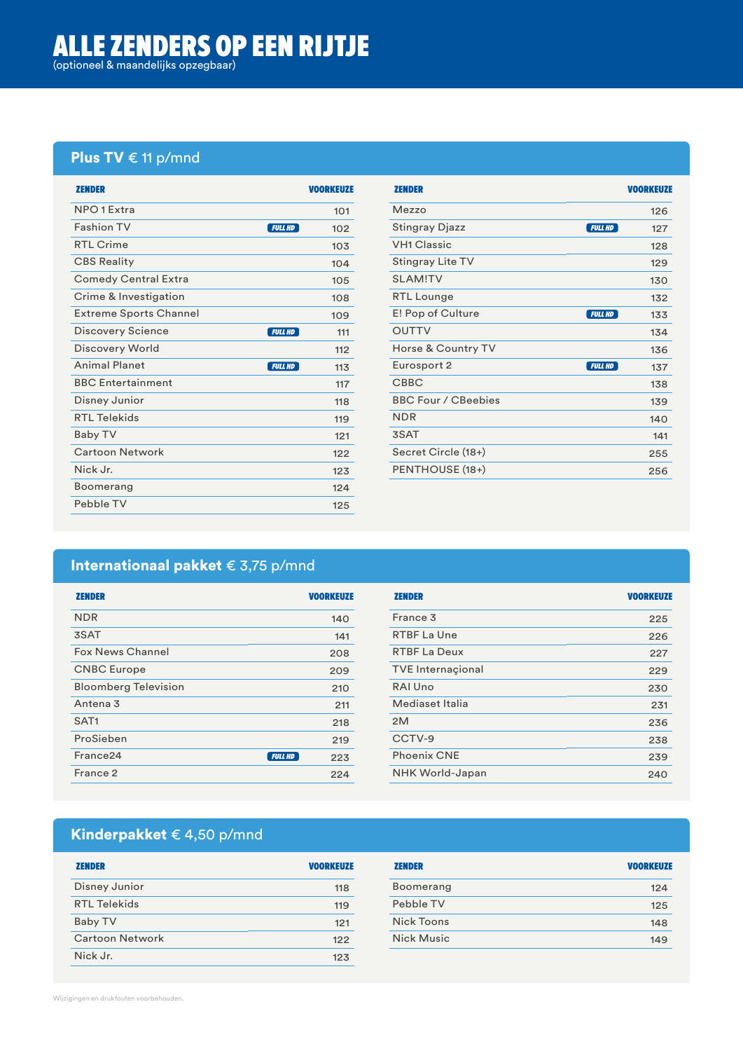# ALLE ZENDERS OP EEN RIJTJE

(optioneel & maandelijks opzegbaar)

## Plus TV € 11 p/mnd

| ZENDER | | VOORKEUZE |
|---|---|---|
| NPO 1 Extra | | 101 |
| Fashion TV | FULL HD | 102 |
| RTL Crime | | 103 |
| CBS Reality | | 104 |
| Comedy Central Extra | | 105 |
| Crime & Investigation | | 108 |
| Extreme Sports Channel | | 109 |
| Discovery Science | FULL HD | 111 |
| Discovery World | | 112 |
| Animal Planet | FULL HD | 113 |
| BBC Entertainment | | 117 |
| Disney Junior | | 118 |
| RTL Telekids | | 119 |
| Baby TV | | 121 |
| Cartoon Network | | 122 |
| Nick Jr. | | 123 |
| Boomerang | | 124 |
| Pebble TV | | 125 |
| Mezzo | | 126 |
| Stingray Djazz | FULL HD | 127 |
| VH1 Classic | | 128 |
| Stingray Lite TV | | 129 |
| SLAM!TV | | 130 |
| RTL Lounge | | 132 |
| E! Pop of Culture | FULL HD | 133 |
| OUTTV | | 134 |
| Horse & Country TV | | 136 |
| Eurosport 2 | FULL HD | 137 |
| CBBC | | 138 |
| BBC Four / CBeebies | | 139 |
| NDR | | 140 |
| 3SAT | | 141 |
| Secret Circle (18+) | | 255 |
| PENTHOUSE (18+) | | 256 |

## Internationaal pakket € 3,75 p/mnd

| ZENDER | | VOORKEUZE |
|---|---|---|
| NDR | | 140 |
| 3SAT | | 141 |
| Fox News Channel | | 208 |
| CNBC Europe | | 209 |
| Bloomberg Television | | 210 |
| Antena 3 | | 211 |
| SAT1 | | 218 |
| ProSieben | | 219 |
| France24 | FULL HD | 223 |
| France 2 | | 224 |
| France 3 | | 225 |
| RTBF La Une | | 226 |
| RTBF La Deux | | 227 |
| TVE Internaçional | | 229 |
| RAI Uno | | 230 |
| Mediaset Italia | | 231 |
| 2M | | 236 |
| CCTV-9 | | 238 |
| Phoenix CNE | | 239 |
| NHK World-Japan | | 240 |

## Kinderpakket € 4,50 p/mnd

| ZENDER | VOORKEUZE |
|---|---|
| Disney Junior | 118 |
| RTL Telekids | 119 |
| Baby TV | 121 |
| Cartoon Network | 122 |
| Nick Jr. | 123 |
| Boomerang | 124 |
| Pebble TV | 125 |
| Nick Toons | 148 |
| Nick Music | 149 |

Wijzigingen en drukfouten voorbehouden.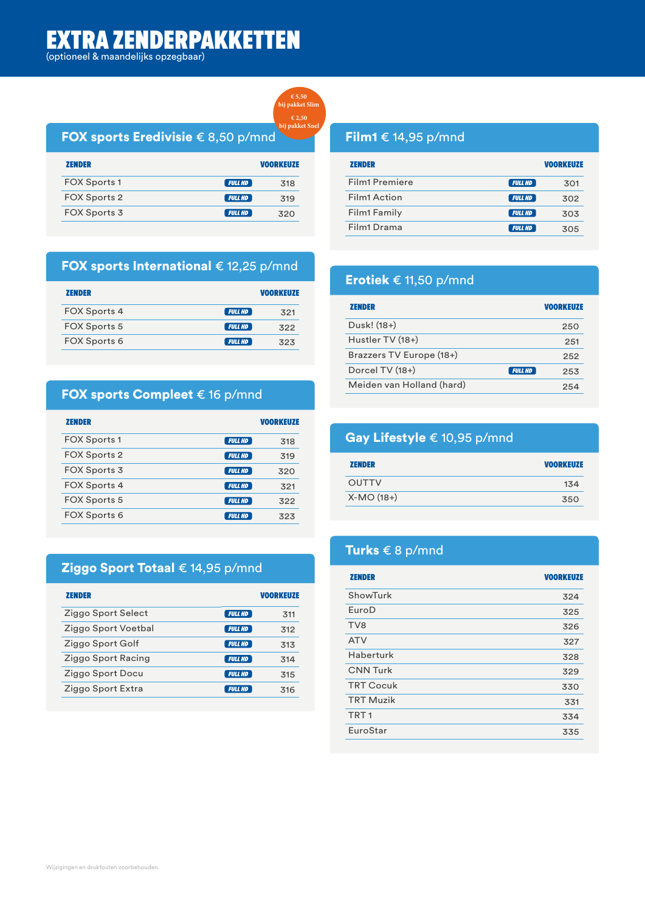# EXTRA ZENDERPAKKETTEN

(optioneel & maandelijks opzegbaar)

## FOX sports Eredivisie € 8,50 p/mnd

€ 5,50 bij pakket Slim
€ 2,50 bij pakket Snel

| ZENDER | | VOORKEUZE |
|---|---|---|
| FOX Sports 1 | FULL HD | 318 |
| FOX Sports 2 | FULL HD | 319 |
| FOX Sports 3 | FULL HD | 320 |

## FOX sports International € 12,25 p/mnd

| ZENDER | | VOORKEUZE |
|---|---|---|
| FOX Sports 4 | FULL HD | 321 |
| FOX Sports 5 | FULL HD | 322 |
| FOX Sports 6 | FULL HD | 323 |

## FOX sports Compleet € 16 p/mnd

| ZENDER | | VOORKEUZE |
|---|---|---|
| FOX Sports 1 | FULL HD | 318 |
| FOX Sports 2 | FULL HD | 319 |
| FOX Sports 3 | FULL HD | 320 |
| FOX Sports 4 | FULL HD | 321 |
| FOX Sports 5 | FULL HD | 322 |
| FOX Sports 6 | FULL HD | 323 |

## Ziggo Sport Totaal € 14,95 p/mnd

| ZENDER | | VOORKEUZE |
|---|---|---|
| Ziggo Sport Select | FULL HD | 311 |
| Ziggo Sport Voetbal | FULL HD | 312 |
| Ziggo Sport Golf | FULL HD | 313 |
| Ziggo Sport Racing | FULL HD | 314 |
| Ziggo Sport Docu | FULL HD | 315 |
| Ziggo Sport Extra | FULL HD | 316 |

## Film1 € 14,95 p/mnd

| ZENDER | | VOORKEUZE |
|---|---|---|
| Film1 Premiere | FULL HD | 301 |
| Film1 Action | FULL HD | 302 |
| Film1 Family | FULL HD | 303 |
| Film1 Drama | FULL HD | 305 |

## Erotiek € 11,50 p/mnd

| ZENDER | | VOORKEUZE |
|---|---|---|
| Dusk! (18+) | | 250 |
| Hustler TV (18+) | | 251 |
| Brazzers TV Europe (18+) | | 252 |
| Dorcel TV (18+) | FULL HD | 253 |
| Meiden van Holland (hard) | | 254 |

## Gay Lifestyle € 10,95 p/mnd

| ZENDER | VOORKEUZE |
|---|---|
| OUTTV | 134 |
| X-MO (18+) | 350 |

## Turks € 8 p/mnd

| ZENDER | VOORKEUZE |
|---|---|
| ShowTurk | 324 |
| EuroD | 325 |
| TV8 | 326 |
| ATV | 327 |
| Haberturk | 328 |
| CNN Turk | 329 |
| TRT Cocuk | 330 |
| TRT Muzik | 331 |
| TRT 1 | 334 |
| EuroStar | 335 |

Wijzigingen en drukfouten voorbehouden.